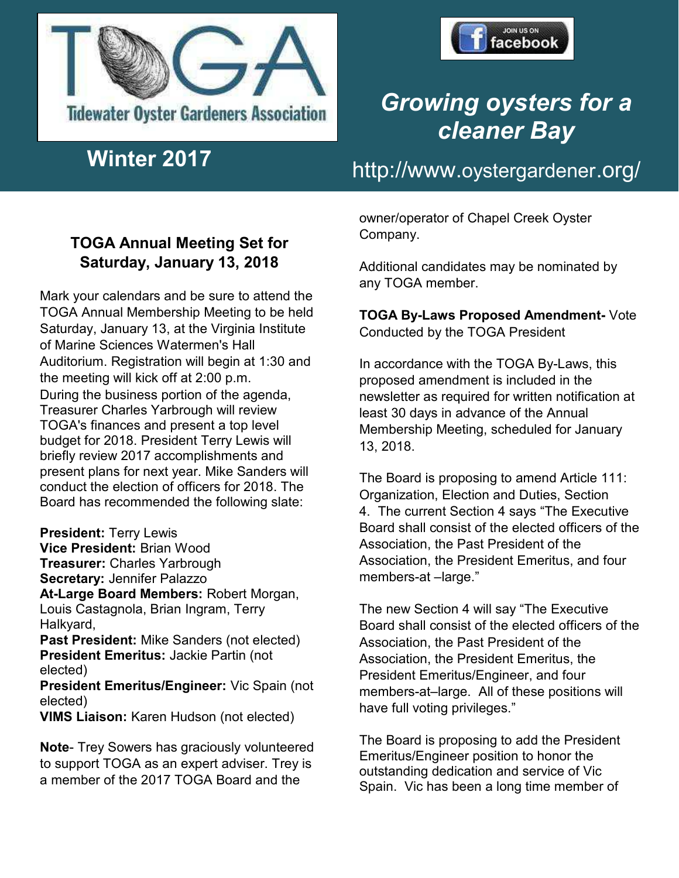# Tidewater Oyster Gardeners Association

*Growing oysters for a cleaner Bay*

**Winter 2017**

http://www.oystergardener.org/

## TOGA Annual Meeting Set for Saturday, January 13, 2018

Mark your calendars and be sure to attend the TOGA Annual Membership Meeting to be held Saturday, January 13, at the Virginia Institute of Marine Sciences Watermen's Hall Auditorium. Registration will begin at 1:30 and the meeting will kick off at 2:00 p.m.

During the business portion of the agenda, Treasurer Charles Yarbrough will review TOGA's finances and present a top level budget for 2018. President Terry Lewis will briefly review 2017 accomplishments and present plans for next year. Mike Sanders will conduct the election of officers for 2018. The Board has recommended the following slate:

**President:** Terry Lewis
**Vice President:** Brian Wood
**Treasurer:** Charles Yarbrough
**Secretary:** Jennifer Palazzo
**At-Large Board Members:** Robert Morgan, Louis Castagnola, Brian Ingram, Terry Halkyard,
**Past President:** Mike Sanders (not elected)
**President Emeritus:** Jackie Partin (not elected)
**President Emeritus/Engineer:** Vic Spain (not elected)
**VIMS Liaison:** Karen Hudson (not elected)

**Note**- Trey Sowers has graciously volunteered to support TOGA as an expert adviser. Trey is a member of the 2017 TOGA Board and the owner/operator of Chapel Creek Oyster Company.

Additional candidates may be nominated by any TOGA member.

**TOGA By-Laws Proposed Amendment-** Vote Conducted by the TOGA President

In accordance with the TOGA By-Laws, this proposed amendment is included in the newsletter as required for written notification at least 30 days in advance of the Annual Membership Meeting, scheduled for January 13, 2018.

The Board is proposing to amend Article 111: Organization, Election and Duties, Section 4. The current Section 4 says "The Executive Board shall consist of the elected officers of the Association, the Past President of the Association, the President Emeritus, and four members-at –large."

The new Section 4 will say "The Executive Board shall consist of the elected officers of the Association, the Past President of the Association, the President Emeritus, the President Emeritus/Engineer, and four members-at–large. All of these positions will have full voting privileges."

The Board is proposing to add the President Emeritus/Engineer position to honor the outstanding dedication and service of Vic Spain. Vic has been a long time member of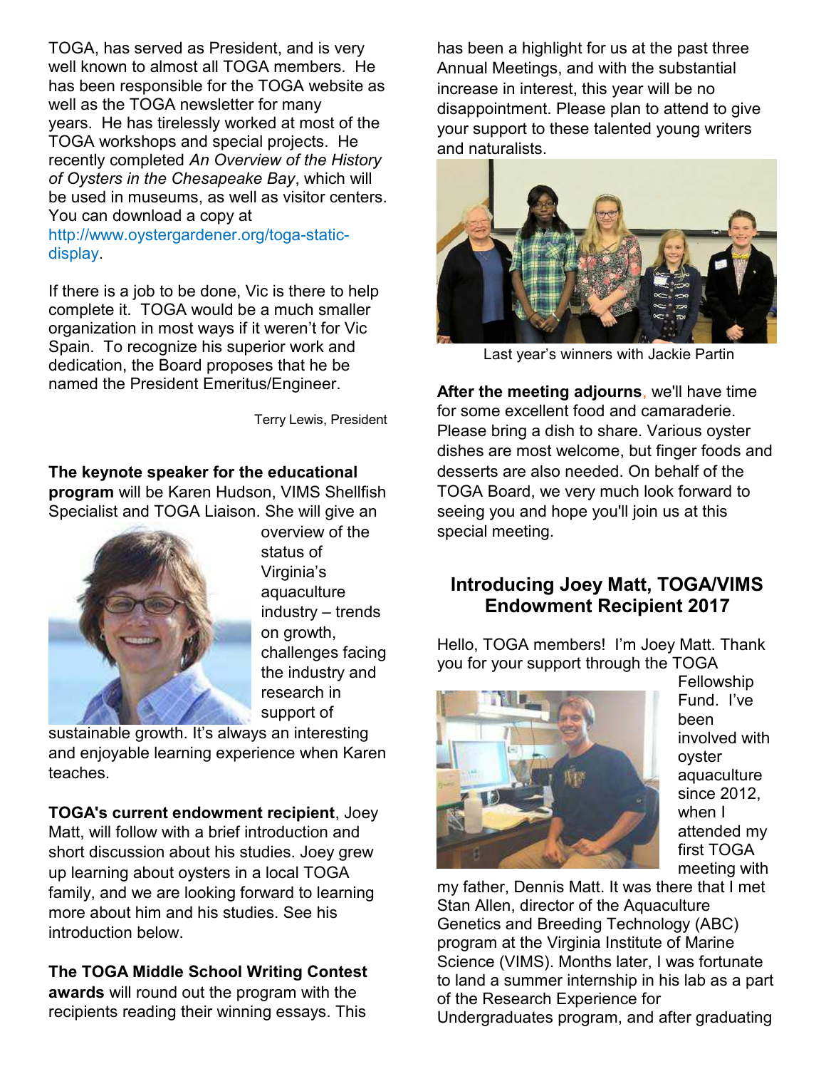TOGA, has served as President, and is very well known to almost all TOGA members. He has been responsible for the TOGA website as well as the TOGA newsletter for many years. He has tirelessly worked at most of the TOGA workshops and special projects. He recently completed *An Overview of the History of Oysters in the Chesapeake Bay*, which will be used in museums, as well as visitor centers. You can download a copy at http://www.oystergardener.org/toga-static-display.

If there is a job to be done, Vic is there to help complete it. TOGA would be a much smaller organization in most ways if it weren't for Vic Spain. To recognize his superior work and dedication, the Board proposes that he be named the President Emeritus/Engineer.

Terry Lewis, President

**The keynote speaker for the educational program** will be Karen Hudson, VIMS Shellfish Specialist and TOGA Liaison. She will give an overview of the status of Virginia's aquaculture industry – trends on growth, challenges facing the industry and research in support of sustainable growth. It's always an interesting and enjoyable learning experience when Karen teaches.

**TOGA's current endowment recipient**, Joey Matt, will follow with a brief introduction and short discussion about his studies. Joey grew up learning about oysters in a local TOGA family, and we are looking forward to learning more about him and his studies. See his introduction below.

**The TOGA Middle School Writing Contest awards** will round out the program with the recipients reading their winning essays. This has been a highlight for us at the past three Annual Meetings, and with the substantial increase in interest, this year will be no disappointment. Please plan to attend to give your support to these talented young writers and naturalists.

Last year's winners with Jackie Partin

**After the meeting adjourns**, we'll have time for some excellent food and camaraderie. Please bring a dish to share. Various oyster dishes are most welcome, but finger foods and desserts are also needed. On behalf of the TOGA Board, we very much look forward to seeing you and hope you'll join us at this special meeting.

## Introducing Joey Matt, TOGA/VIMS Endowment Recipient 2017

Hello, TOGA members! I'm Joey Matt. Thank you for your support through the TOGA Fellowship Fund. I've been involved with oyster aquaculture since 2012, when I attended my first TOGA meeting with my father, Dennis Matt. It was there that I met Stan Allen, director of the Aquaculture Genetics and Breeding Technology (ABC) program at the Virginia Institute of Marine Science (VIMS). Months later, I was fortunate to land a summer internship in his lab as a part of the Research Experience for Undergraduates program, and after graduating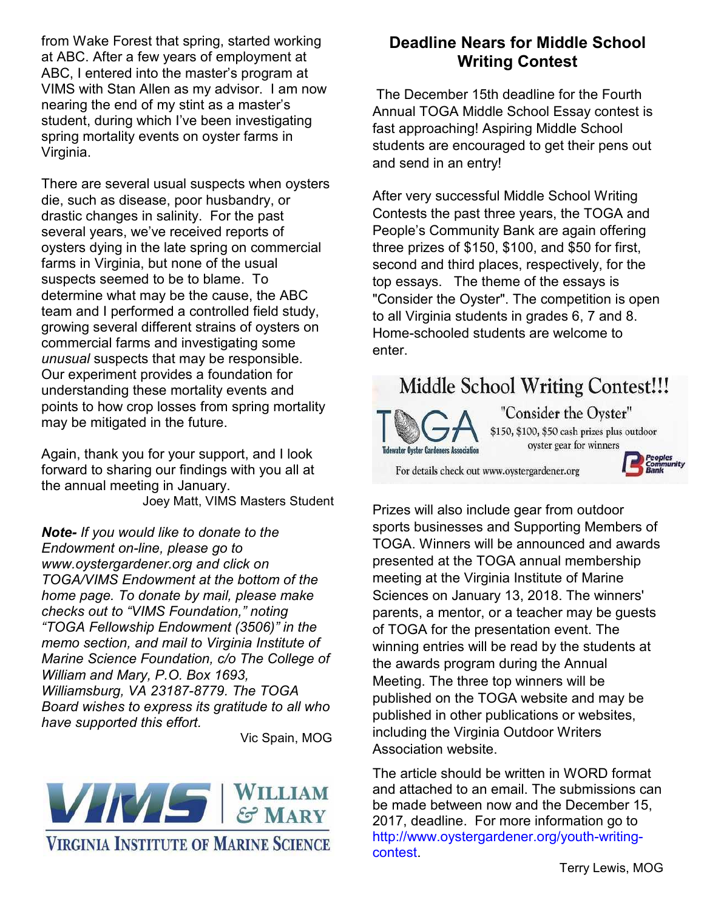from Wake Forest that spring, started working at ABC. After a few years of employment at ABC, I entered into the master's program at VIMS with Stan Allen as my advisor. I am now nearing the end of my stint as a master's student, during which I've been investigating spring mortality events on oyster farms in Virginia.

There are several usual suspects when oysters die, such as disease, poor husbandry, or drastic changes in salinity. For the past several years, we've received reports of oysters dying in the late spring on commercial farms in Virginia, but none of the usual suspects seemed to be to blame. To determine what may be the cause, the ABC team and I performed a controlled field study, growing several different strains of oysters on commercial farms and investigating some *unusual* suspects that may be responsible. Our experiment provides a foundation for understanding these mortality events and points to how crop losses from spring mortality may be mitigated in the future.

Again, thank you for your support, and I look forward to sharing our findings with you all at the annual meeting in January.

Joey Matt, VIMS Masters Student

***Note-*** *If you would like to donate to the Endowment on-line, please go to www.oystergardener.org and click on TOGA/VIMS Endowment at the bottom of the home page. To donate by mail, please make checks out to "VIMS Foundation," noting "TOGA Fellowship Endowment (3506)" in the memo section, and mail to Virginia Institute of Marine Science Foundation, c/o The College of William and Mary, P.O. Box 1693, Williamsburg, VA 23187-8779. The TOGA Board wishes to express its gratitude to all who have supported this effort.*

Vic Spain, MOG

VIMS | WILLIAM & MARY
VIRGINIA INSTITUTE OF MARINE SCIENCE

## Deadline Nears for Middle School Writing Contest

The December 15th deadline for the Fourth Annual TOGA Middle School Essay contest is fast approaching! Aspiring Middle School students are encouraged to get their pens out and send in an entry!

After very successful Middle School Writing Contests the past three years, the TOGA and People's Community Bank are again offering three prizes of $150, $100, and $50 for first, second and third places, respectively, for the top essays. The theme of the essays is "Consider the Oyster". The competition is open to all Virginia students in grades 6, 7 and 8. Home-schooled students are welcome to enter.

Middle School Writing Contest!!!
TOGA Tidewater Oyster Gardeners Association
"Consider the Oyster"
$150, $100, $50 cash prizes plus outdoor oyster gear for winners
For details check out www.oystergardener.org
Peoples Community Bank

Prizes will also include gear from outdoor sports businesses and Supporting Members of TOGA. Winners will be announced and awards presented at the TOGA annual membership meeting at the Virginia Institute of Marine Sciences on January 13, 2018. The winners' parents, a mentor, or a teacher may be guests of TOGA for the presentation event. The winning entries will be read by the students at the awards program during the Annual Meeting. The three top winners will be published on the TOGA website and may be published in other publications or websites, including the Virginia Outdoor Writers Association website.

The article should be written in WORD format and attached to an email. The submissions can be made between now and the December 15, 2017, deadline. For more information go to http://www.oystergardener.org/youth-writing-contest.

Terry Lewis, MOG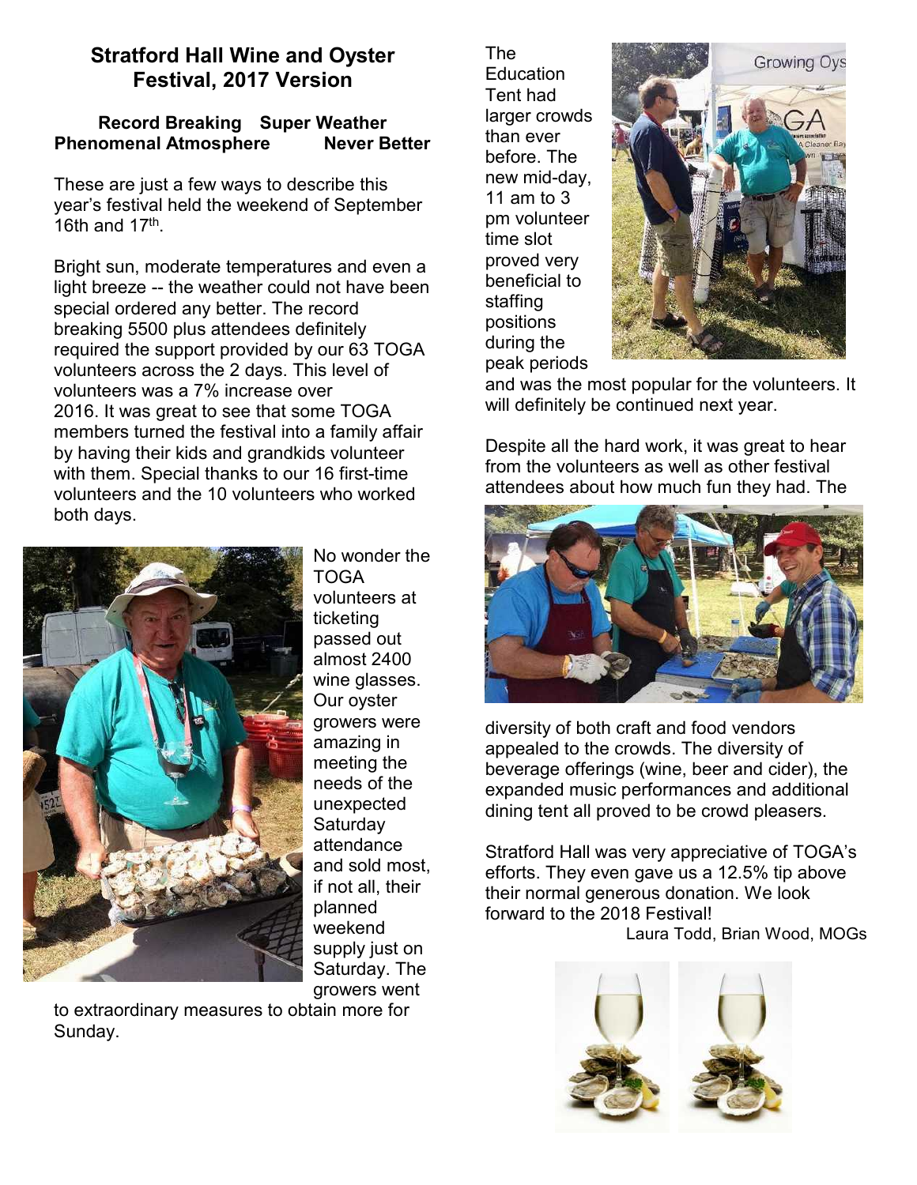## Stratford Hall Wine and Oyster Festival, 2017 Version

**Record Breaking    Super Weather**
**Phenomenal Atmosphere    Never Better**

These are just a few ways to describe this year's festival held the weekend of September 16th and 17th.

Bright sun, moderate temperatures and even a light breeze -- the weather could not have been special ordered any better. The record breaking 5500 plus attendees definitely required the support provided by our 63 TOGA volunteers across the 2 days. This level of volunteers was a 7% increase over 2016. It was great to see that some TOGA members turned the festival into a family affair by having their kids and grandkids volunteer with them. Special thanks to our 16 first-time volunteers and the 10 volunteers who worked both days.

No wonder the TOGA volunteers at ticketing passed out almost 2400 wine glasses. Our oyster growers were amazing in meeting the needs of the unexpected Saturday attendance and sold most, if not all, their planned weekend supply just on Saturday. The growers went to extraordinary measures to obtain more for Sunday.

The Education Tent had larger crowds than ever before. The new mid-day, 11 am to 3 pm volunteer time slot proved very beneficial to staffing positions during the peak periods and was the most popular for the volunteers. It will definitely be continued next year.

Despite all the hard work, it was great to hear from the volunteers as well as other festival attendees about how much fun they had. The diversity of both craft and food vendors appealed to the crowds. The diversity of beverage offerings (wine, beer and cider), the expanded music performances and additional dining tent all proved to be crowd pleasers.

Stratford Hall was very appreciative of TOGA's efforts. They even gave us a 12.5% tip above their normal generous donation. We look forward to the 2018 Festival!

Laura Todd, Brian Wood, MOGs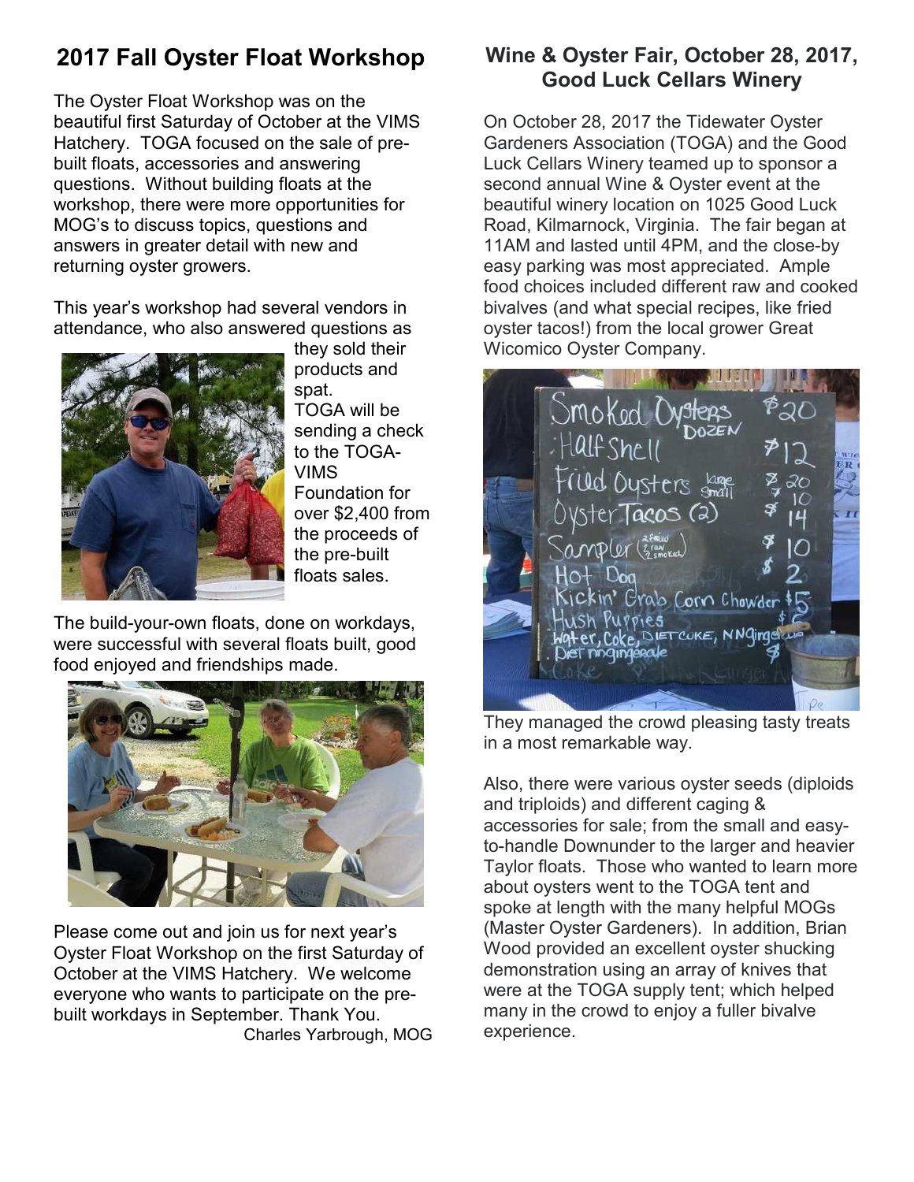## 2017 Fall Oyster Float Workshop

The Oyster Float Workshop was on the beautiful first Saturday of October at the VIMS Hatchery. TOGA focused on the sale of pre-built floats, accessories and answering questions. Without building floats at the workshop, there were more opportunities for MOG's to discuss topics, questions and answers in greater detail with new and returning oyster growers.

This year's workshop had several vendors in attendance, who also answered questions as they sold their products and spat. TOGA will be sending a check to the TOGA-VIMS Foundation for over $2,400 from the proceeds of the pre-built floats sales.

The build-your-own floats, done on workdays, were successful with several floats built, good food enjoyed and friendships made.

Please come out and join us for next year's Oyster Float Workshop on the first Saturday of October at the VIMS Hatchery. We welcome everyone who wants to participate on the pre-built workdays in September. Thank You.

Charles Yarbrough, MOG

## Wine & Oyster Fair, October 28, 2017, Good Luck Cellars Winery

On October 28, 2017 the Tidewater Oyster Gardeners Association (TOGA) and the Good Luck Cellars Winery teamed up to sponsor a second annual Wine & Oyster event at the beautiful winery location on 1025 Good Luck Road, Kilmarnock, Virginia. The fair began at 11AM and lasted until 4PM, and the close-by easy parking was most appreciated. Ample food choices included different raw and cooked bivalves (and what special recipes, like fried oyster tacos!) from the local grower Great Wicomico Oyster Company.

They managed the crowd pleasing tasty treats in a most remarkable way.

Also, there were various oyster seeds (diploids and triploids) and different caging & accessories for sale; from the small and easy-to-handle Downunder to the larger and heavier Taylor floats. Those who wanted to learn more about oysters went to the TOGA tent and spoke at length with the many helpful MOGs (Master Oyster Gardeners). In addition, Brian Wood provided an excellent oyster shucking demonstration using an array of knives that were at the TOGA supply tent; which helped many in the crowd to enjoy a fuller bivalve experience.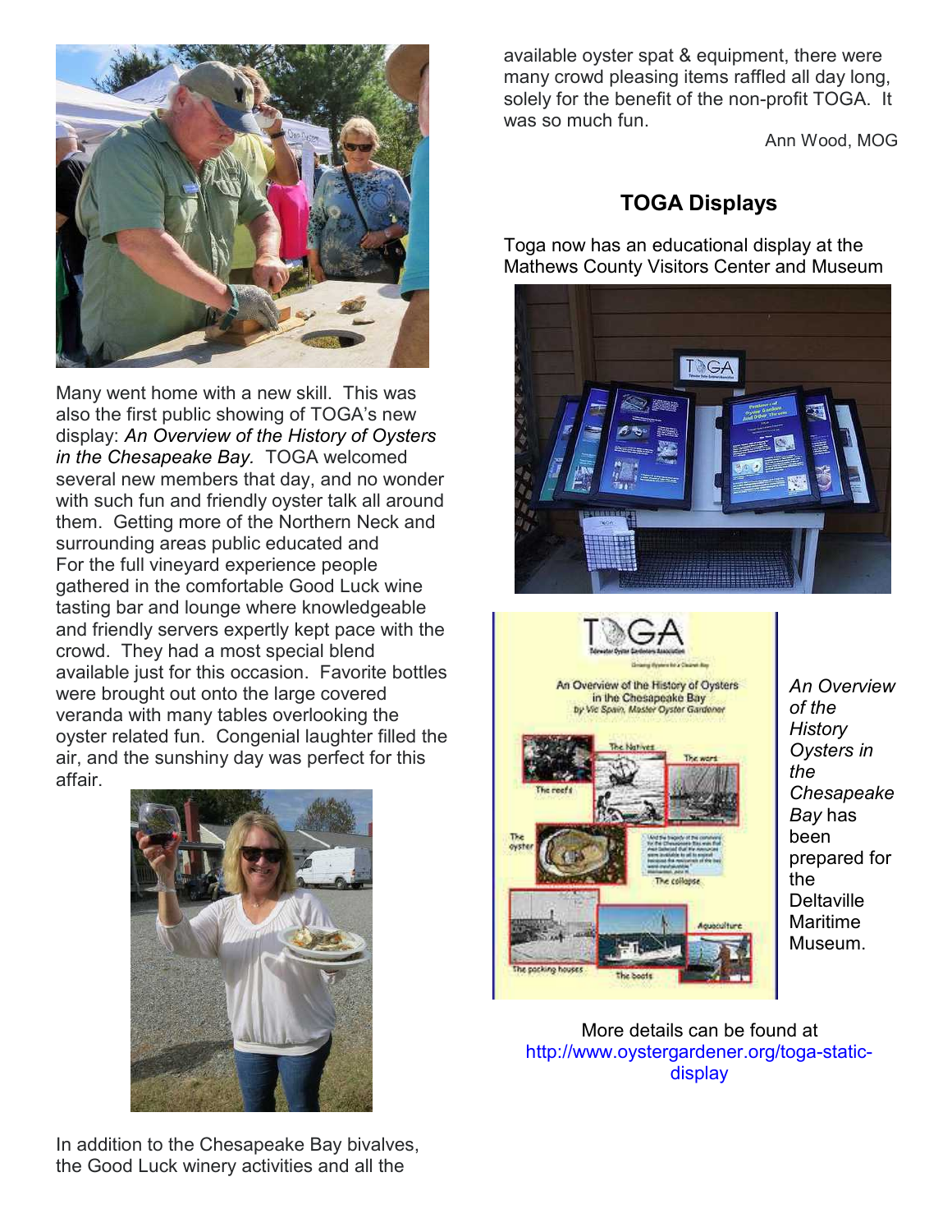Many went home with a new skill. This was also the first public showing of TOGA's new display: *An Overview of the History of Oysters in the Chesapeake Bay.* TOGA welcomed several new members that day, and no wonder with such fun and friendly oyster talk all around them. Getting more of the Northern Neck and surrounding areas public educated and

For the full vineyard experience people gathered in the comfortable Good Luck wine tasting bar and lounge where knowledgeable and friendly servers expertly kept pace with the crowd. They had a most special blend available just for this occasion. Favorite bottles were brought out onto the large covered veranda with many tables overlooking the oyster related fun. Congenial laughter filled the air, and the sunshiny day was perfect for this affair.

In addition to the Chesapeake Bay bivalves, the Good Luck winery activities and all the available oyster spat & equipment, there were many crowd pleasing items raffled all day long, solely for the benefit of the non-profit TOGA. It was so much fun.

Ann Wood, MOG

## TOGA Displays

Toga now has an educational display at the Mathews County Visitors Center and Museum

*An Overview of the History Oysters in the Chesapeake Bay* has been prepared for the Deltaville Maritime Museum.

More details can be found at http://www.oystergardener.org/toga-static-display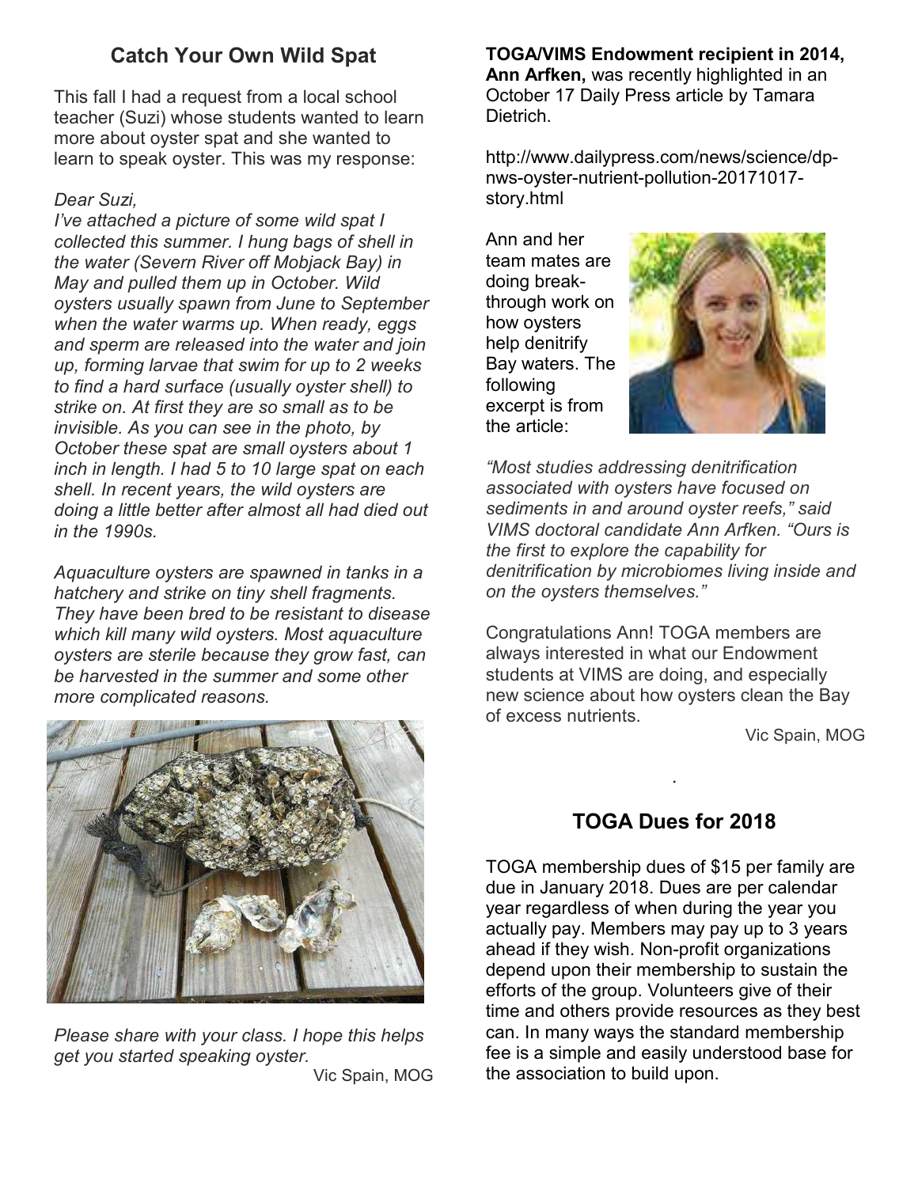## Catch Your Own Wild Spat

This fall I had a request from a local school teacher (Suzi) whose students wanted to learn more about oyster spat and she wanted to learn to speak oyster. This was my response:

*Dear Suzi,*
*I've attached a picture of some wild spat I collected this summer. I hung bags of shell in the water (Severn River off Mobjack Bay) in May and pulled them up in October. Wild oysters usually spawn from June to September when the water warms up. When ready, eggs and sperm are released into the water and join up, forming larvae that swim for up to 2 weeks to find a hard surface (usually oyster shell) to strike on. At first they are so small as to be invisible. As you can see in the photo, by October these spat are small oysters about 1 inch in length. I had 5 to 10 large spat on each shell. In recent years, the wild oysters are doing a little better after almost all had died out in the 1990s.*

*Aquaculture oysters are spawned in tanks in a hatchery and strike on tiny shell fragments. They have been bred to be resistant to disease which kill many wild oysters. Most aquaculture oysters are sterile because they grow fast, can be harvested in the summer and some other more complicated reasons.*

*Please share with your class. I hope this helps get you started speaking oyster.*

Vic Spain, MOG

**TOGA/VIMS Endowment recipient in 2014, Ann Arfken,** was recently highlighted in an October 17 Daily Press article by Tamara Dietrich.

http://www.dailypress.com/news/science/dp-nws-oyster-nutrient-pollution-20171017-story.html

Ann and her team mates are doing break-through work on how oysters help denitrify Bay waters. The following excerpt is from the article:

*"Most studies addressing denitrification associated with oysters have focused on sediments in and around oyster reefs," said VIMS doctoral candidate Ann Arfken. "Ours is the first to explore the capability for denitrification by microbiomes living inside and on the oysters themselves."*

Congratulations Ann! TOGA members are always interested in what our Endowment students at VIMS are doing, and especially new science about how oysters clean the Bay of excess nutrients.

Vic Spain, MOG

## TOGA Dues for 2018

TOGA membership dues of $15 per family are due in January 2018. Dues are per calendar year regardless of when during the year you actually pay. Members may pay up to 3 years ahead if they wish. Non-profit organizations depend upon their membership to sustain the efforts of the group. Volunteers give of their time and others provide resources as they best can. In many ways the standard membership fee is a simple and easily understood base for the association to build upon.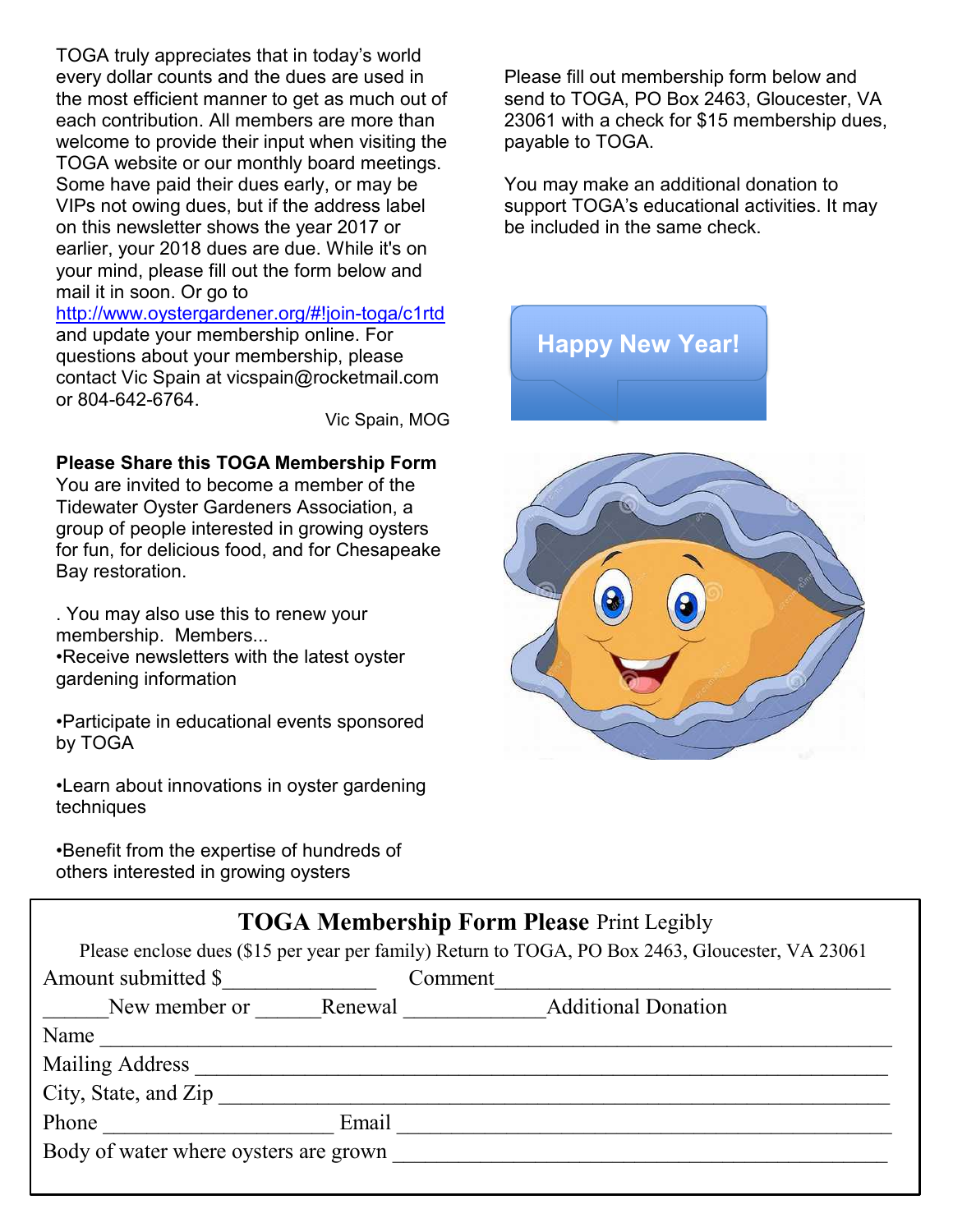TOGA truly appreciates that in today's world every dollar counts and the dues are used in the most efficient manner to get as much out of each contribution. All members are more than welcome to provide their input when visiting the TOGA website or our monthly board meetings. Some have paid their dues early, or may be VIPs not owing dues, but if the address label on this newsletter shows the year 2017 or earlier, your 2018 dues are due. While it's on your mind, please fill out the form below and mail it in soon. Or go to http://www.oystergardener.org/#!join-toga/c1rtd and update your membership online. For questions about your membership, please contact Vic Spain at vicspain@rocketmail.com or 804-642-6764.

Vic Spain, MOG

**Please Share this TOGA Membership Form**
You are invited to become a member of the Tidewater Oyster Gardeners Association, a group of people interested in growing oysters for fun, for delicious food, and for Chesapeake Bay restoration.

. You may also use this to renew your membership. Members...

- Receive newsletters with the latest oyster gardening information
- Participate in educational events sponsored by TOGA
- Learn about innovations in oyster gardening techniques
- Benefit from the expertise of hundreds of others interested in growing oysters

Please fill out membership form below and send to TOGA, PO Box 2463, Gloucester, VA 23061 with a check for $15 membership dues, payable to TOGA.

You may make an additional donation to support TOGA's educational activities. It may be included in the same check.

Happy New Year!

## TOGA Membership Form Please Print Legibly

Please enclose dues ($15 per year per family) Return to TOGA, PO Box 2463, Gloucester, VA 23061

Amount submitted $______________ Comment____________________________________

______New member or ______Renewal ____________Additional Donation

Name ___________________________________________________________________

Mailing Address __________________________________________________________

City, State, and Zip ________________________________________________________

Phone ______________________ Email _______________________________________

Body of water where oysters are grown ________________________________________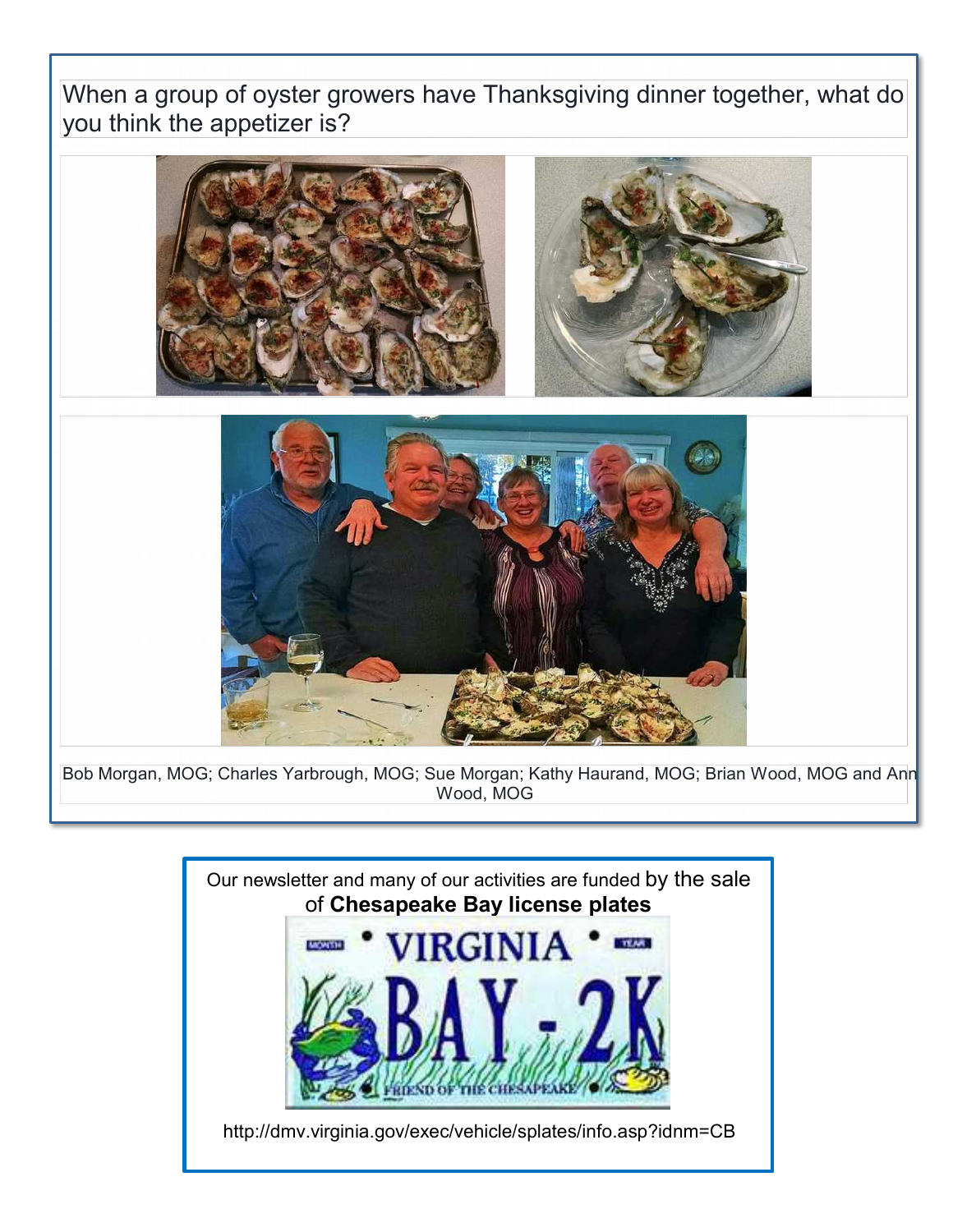When a group of oyster growers have Thanksgiving dinner together, what do you think the appetizer is?

Bob Morgan, MOG; Charles Yarbrough, MOG; Sue Morgan; Kathy Haurand, MOG; Brian Wood, MOG and Ann Wood, MOG

Our newsletter and many of our activities are funded by the sale of **Chesapeake Bay license plates**

http://dmv.virginia.gov/exec/vehicle/splates/info.asp?idnm=CB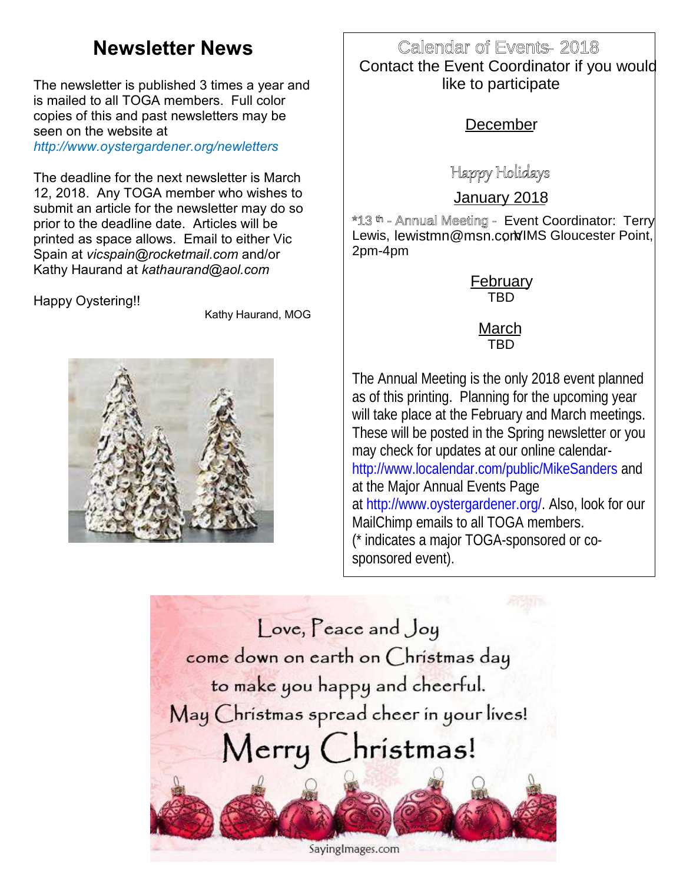## Newsletter News

The newsletter is published 3 times a year and is mailed to all TOGA members. Full color copies of this and past newsletters may be seen on the website at *http://www.oystergardener.org/newletters*

The deadline for the next newsletter is March 12, 2018. Any TOGA member who wishes to submit an article for the newsletter may do so prior to the deadline date. Articles will be printed as space allows. Email to either Vic Spain at *vicspain@rocketmail.com* and/or Kathy Haurand at *kathaurand@aol.com*

Happy Oystering!!

Kathy Haurand, MOG

## Calendar of Events- 2018

Contact the Event Coordinator if you would like to participate

**December**

Happy Holidays

**January 2018**

*13 th - Annual Meeting - Event Coordinator: Terry Lewis, lewistmn@msn.com, VIMS Gloucester Point, 2pm-4pm

**February**

TBD

**March**

TBD

The Annual Meeting is the only 2018 event planned as of this printing. Planning for the upcoming year will take place at the February and March meetings. These will be posted in the Spring newsletter or you may check for updates at our online calendar- http://www.localendar.com/public/MikeSanders and at the Major Annual Events Page at http://www.oystergardener.org/. Also, look for our MailChimp emails to all TOGA members. (* indicates a major TOGA-sponsored or co-sponsored event).

Love, Peace and Joy
come down on earth on Christmas day
to make you happy and cheerful.
May Christmas spread cheer in your lives!
Merry Christmas!

SayingImages.com